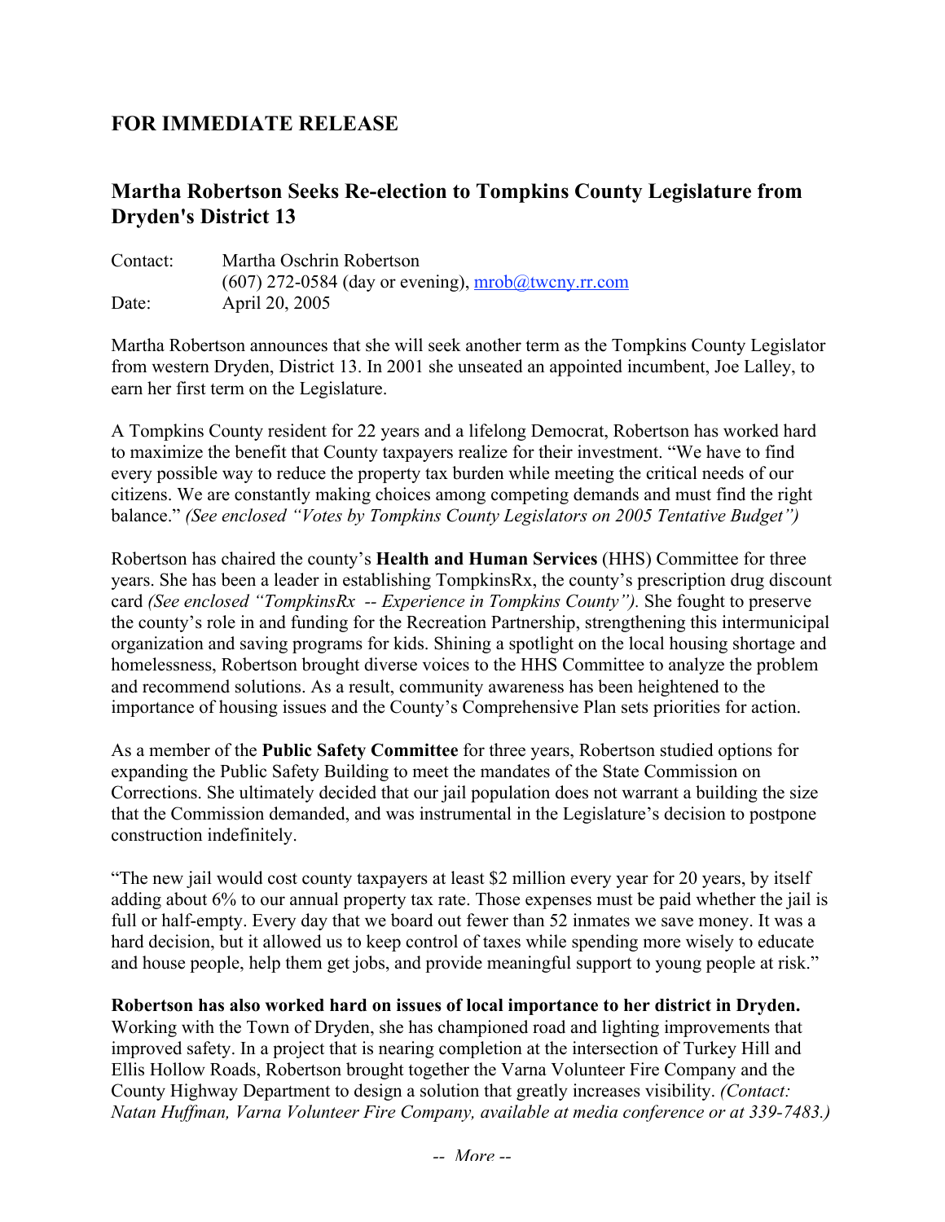## FOR IMMEDIATE RELEASE

## Martha Robertson Seeks Re-election to Tompkins County Legislature from Dryden's District 13

| | |
|---|---|
| Contact: | Martha Oschrin Robertson |
| | (607) 272-0584 (day or evening), mrob@twcny.rr.com |
| Date: | April 20, 2005 |

Martha Robertson announces that she will seek another term as the Tompkins County Legislator from western Dryden, District 13. In 2001 she unseated an appointed incumbent, Joe Lalley, to earn her first term on the Legislature.

A Tompkins County resident for 22 years and a lifelong Democrat, Robertson has worked hard to maximize the benefit that County taxpayers realize for their investment. "We have to find every possible way to reduce the property tax burden while meeting the critical needs of our citizens. We are constantly making choices among competing demands and must find the right balance." *(See enclosed "Votes by Tompkins County Legislators on 2005 Tentative Budget")*

Robertson has chaired the county's **Health and Human Services** (HHS) Committee for three years. She has been a leader in establishing TompkinsRx, the county's prescription drug discount card *(See enclosed "TompkinsRx -- Experience in Tompkins County").* She fought to preserve the county's role in and funding for the Recreation Partnership, strengthening this intermunicipal organization and saving programs for kids. Shining a spotlight on the local housing shortage and homelessness, Robertson brought diverse voices to the HHS Committee to analyze the problem and recommend solutions. As a result, community awareness has been heightened to the importance of housing issues and the County's Comprehensive Plan sets priorities for action.

As a member of the **Public Safety Committee** for three years, Robertson studied options for expanding the Public Safety Building to meet the mandates of the State Commission on Corrections. She ultimately decided that our jail population does not warrant a building the size that the Commission demanded, and was instrumental in the Legislature's decision to postpone construction indefinitely.

"The new jail would cost county taxpayers at least $2 million every year for 20 years, by itself adding about 6% to our annual property tax rate. Those expenses must be paid whether the jail is full or half-empty. Every day that we board out fewer than 52 inmates we save money. It was a hard decision, but it allowed us to keep control of taxes while spending more wisely to educate and house people, help them get jobs, and provide meaningful support to young people at risk."

**Robertson has also worked hard on issues of local importance to her district in Dryden.** Working with the Town of Dryden, she has championed road and lighting improvements that improved safety. In a project that is nearing completion at the intersection of Turkey Hill and Ellis Hollow Roads, Robertson brought together the Varna Volunteer Fire Company and the County Highway Department to design a solution that greatly increases visibility. *(Contact: Natan Huffman, Varna Volunteer Fire Company, available at media conference or at 339-7483.)*

*-- More --*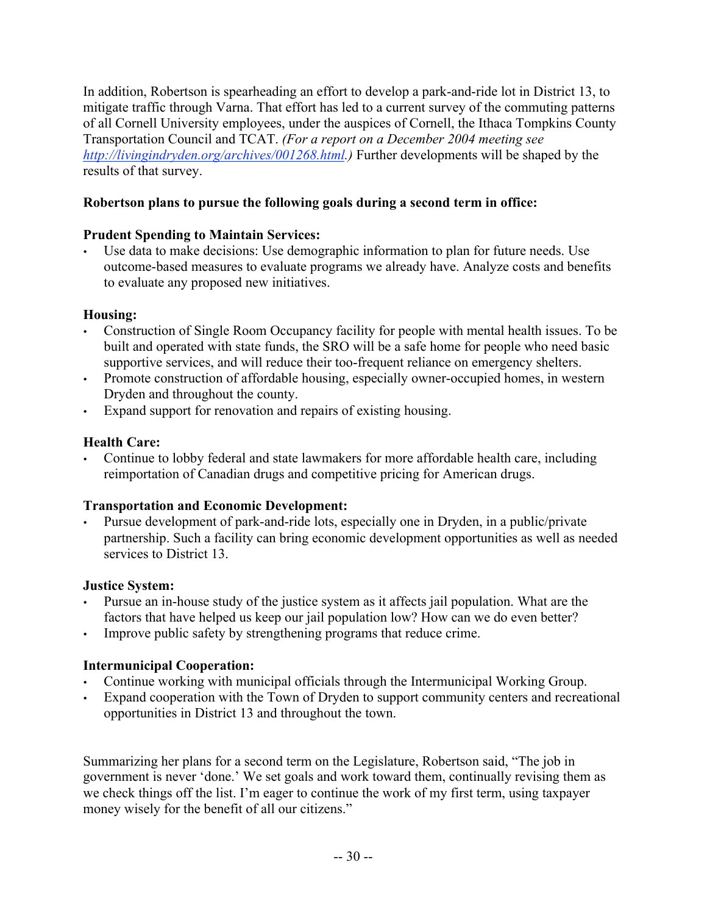In addition, Robertson is spearheading an effort to develop a park-and-ride lot in District 13, to mitigate traffic through Varna. That effort has led to a current survey of the commuting patterns of all Cornell University employees, under the auspices of Cornell, the Ithaca Tompkins County Transportation Council and TCAT. *(For a report on a December 2004 meeting see [http://livingindryden.org/archives/001268.html](http://livingindryden.org/archives/001268.html).)* Further developments will be shaped by the results of that survey.

**Robertson plans to pursue the following goals during a second term in office:**

**Prudent Spending to Maintain Services:**

- Use data to make decisions: Use demographic information to plan for future needs. Use outcome-based measures to evaluate programs we already have. Analyze costs and benefits to evaluate any proposed new initiatives.

**Housing:**

- Construction of Single Room Occupancy facility for people with mental health issues. To be built and operated with state funds, the SRO will be a safe home for people who need basic supportive services, and will reduce their too-frequent reliance on emergency shelters.
- Promote construction of affordable housing, especially owner-occupied homes, in western Dryden and throughout the county.
- Expand support for renovation and repairs of existing housing.

**Health Care:**

- Continue to lobby federal and state lawmakers for more affordable health care, including reimportation of Canadian drugs and competitive pricing for American drugs.

**Transportation and Economic Development:**

- Pursue development of park-and-ride lots, especially one in Dryden, in a public/private partnership. Such a facility can bring economic development opportunities as well as needed services to District 13.

**Justice System:**

- Pursue an in-house study of the justice system as it affects jail population. What are the factors that have helped us keep our jail population low? How can we do even better?
- Improve public safety by strengthening programs that reduce crime.

**Intermunicipal Cooperation:**

- Continue working with municipal officials through the Intermunicipal Working Group.
- Expand cooperation with the Town of Dryden to support community centers and recreational opportunities in District 13 and throughout the town.

Summarizing her plans for a second term on the Legislature, Robertson said, “The job in government is never ‘done.’ We set goals and work toward them, continually revising them as we check things off the list. I’m eager to continue the work of my first term, using taxpayer money wisely for the benefit of all our citizens.”